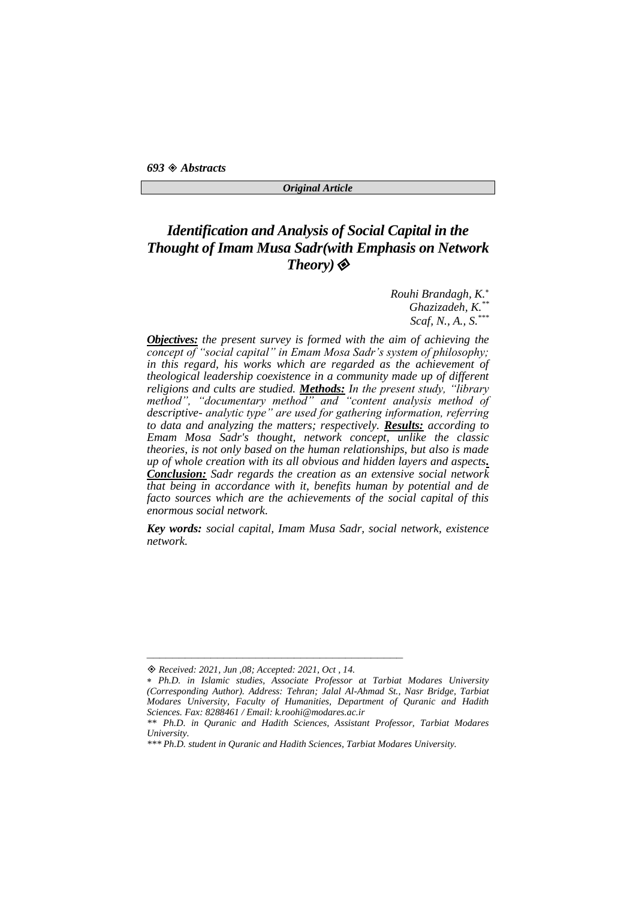*Original Article*

# *Identification and Analysis of Social Capital in the Thought of Imam Musa Sadr(with Emphasis on Network Theory)* ◈

*Rouhi Brandagh, K.*[*]
*Ghazizadeh, K.*[**]
*Scaf, N., A., S.*[***]

***Objectives:*** *the present survey is formed with the aim of achieving the concept of "social capital" in Emam Mosa Sadr's system of philosophy; in this regard, his works which are regarded as the achievement of theological leadership coexistence in a community made up of different religions and cults are studied.* ***Methods:*** *In the present study, "library method", "documentary method" and "content analysis method of descriptive- analytic type" are used for gathering information, referring to data and analyzing the matters; respectively.* ***Results:*** *according to Emam Mosa Sadr's thought, network concept, unlike the classic theories, is not only based on the human relationships, but also is made up of whole creation with its all obvious and hidden layers and aspects.* ***Conclusion:*** *Sadr regards the creation as an extensive social network that being in accordance with it, benefits human by potential and de facto sources which are the achievements of the social capital of this enormous social network.*

***Key words:*** *social capital, Imam Musa Sadr, social network, existence network.*

---

◈ *Received: 2021, Jun ,08; Accepted: 2021, Oct , 14.*

\* *Ph.D. in Islamic studies, Associate Professor at Tarbiat Modares University (Corresponding Author). Address: Tehran; Jalal Al-Ahmad St., Nasr Bridge, Tarbiat Modares University, Faculty of Humanities, Department of Quranic and Hadith Sciences. Fax: 8288461 / Email: k.roohi@modares.ac.ir*

\*\* *Ph.D. in Quranic and Hadith Sciences, Assistant Professor, Tarbiat Modares University.*

\*\*\* *Ph.D. student in Quranic and Hadith Sciences, Tarbiat Modares University.*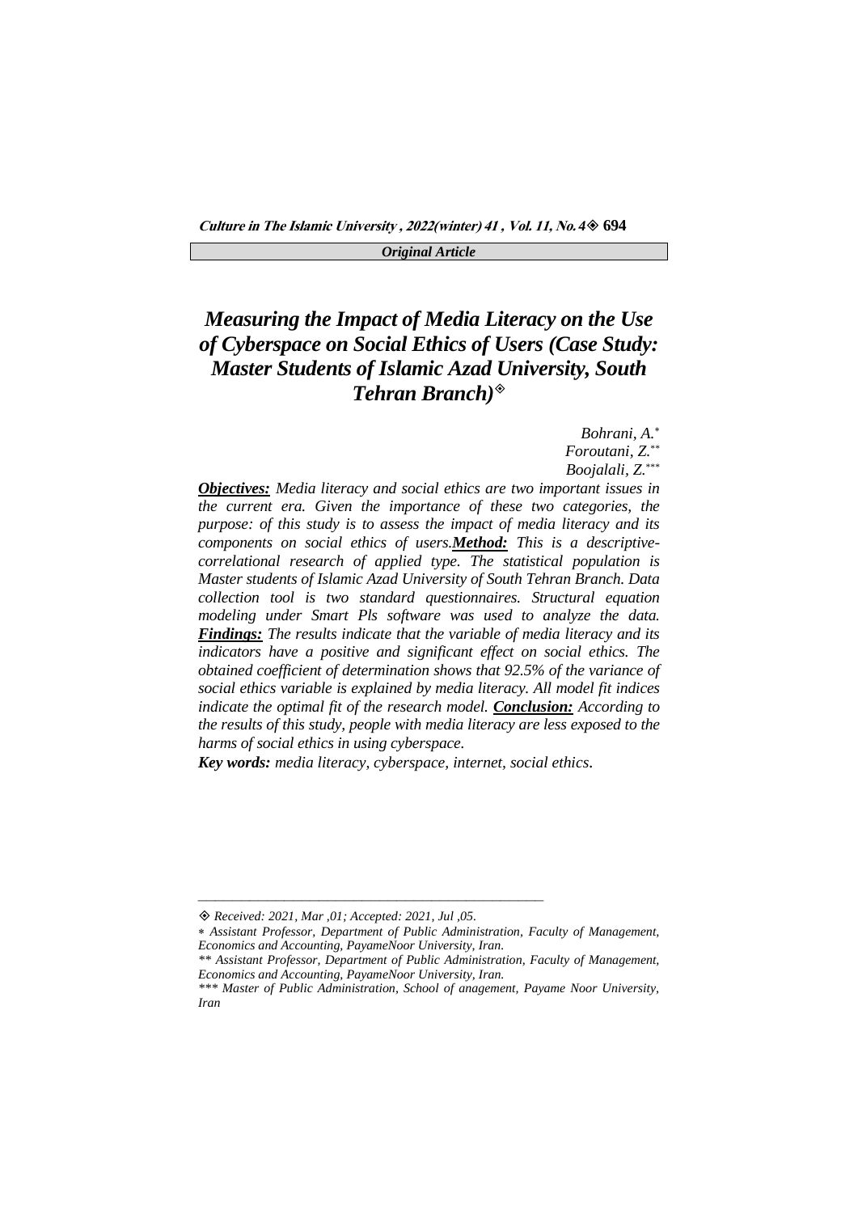*Original Article*

# *Measuring the Impact of Media Literacy on the Use of Cyberspace on Social Ethics of Users (Case Study: Master Students of Islamic Azad University, South Tehran Branch)*[◈]

*Bohrani, A.*[*]
*Foroutani, Z.*[**]
*Boojalali, Z.*[***]

***Objectives:*** *Media literacy and social ethics are two important issues in the current era. Given the importance of these two categories, the purpose: of this study is to assess the impact of media literacy and its components on social ethics of users.* ***Method:*** *This is a descriptive-correlational research of applied type. The statistical population is Master students of Islamic Azad University of South Tehran Branch. Data collection tool is two standard questionnaires. Structural equation modeling under Smart Pls software was used to analyze the data.* ***Findings:*** *The results indicate that the variable of media literacy and its indicators have a positive and significant effect on social ethics. The obtained coefficient of determination shows that 92.5% of the variance of social ethics variable is explained by media literacy. All model fit indices indicate the optimal fit of the research model.* ***Conclusion:*** *According to the results of this study, people with media literacy are less exposed to the harms of social ethics in using cyberspace.*

***Key words:*** *media literacy, cyberspace, internet, social ethics.*

---

◈ *Received: 2021, Mar ,01; Accepted: 2021, Jul ,05.*

\* *Assistant Professor, Department of Public Administration, Faculty of Management, Economics and Accounting, PayameNoor University, Iran.*

\** *Assistant Professor, Department of Public Administration, Faculty of Management, Economics and Accounting, PayameNoor University, Iran.*

\*** *Master of Public Administration, School of anagement, Payame Noor University, Iran*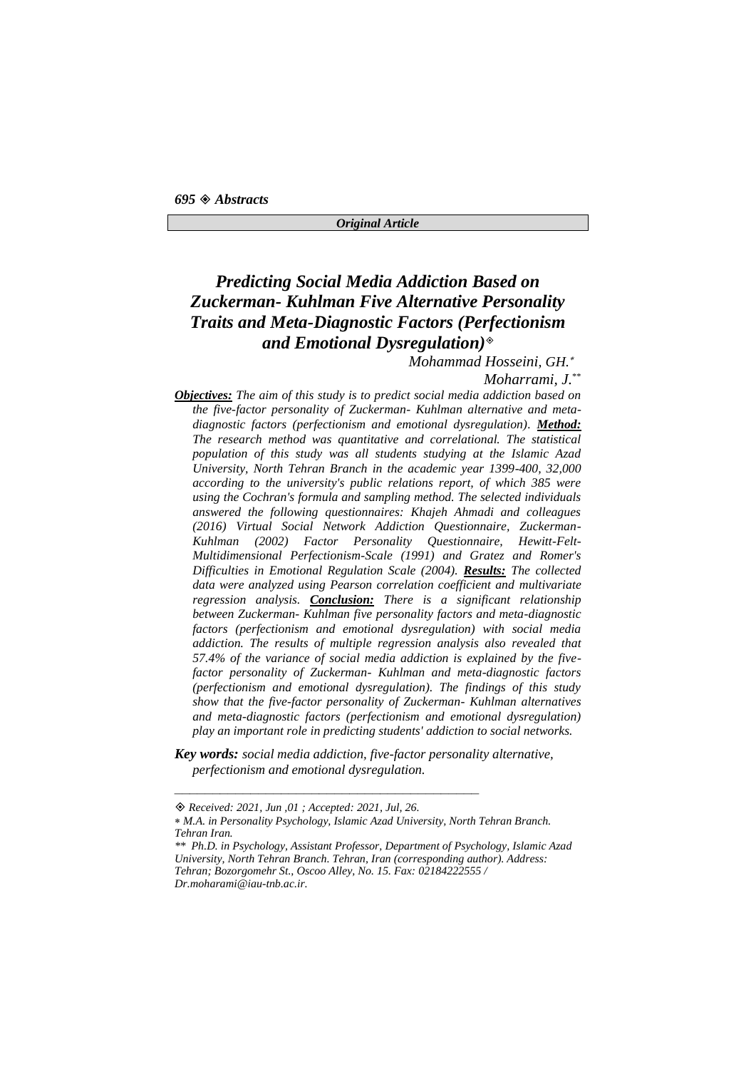*Original Article*

# *Predicting Social Media Addiction Based on Zuckerman- Kuhlman Five Alternative Personality Traits and Meta-Diagnostic Factors (Perfectionism and Emotional Dysregulation)*[⟐]

*Mohammad Hosseini, GH.*[*]

*Moharrami, J.*[**]

***Objectives:*** *The aim of this study is to predict social media addiction based on the five-factor personality of Zuckerman- Kuhlman alternative and meta-diagnostic factors (perfectionism and emotional dysregulation).* ***Method:*** *The research method was quantitative and correlational. The statistical population of this study was all students studying at the Islamic Azad University, North Tehran Branch in the academic year 1399-400, 32,000 according to the university's public relations report, of which 385 were using the Cochran's formula and sampling method. The selected individuals answered the following questionnaires: Khajeh Ahmadi and colleagues (2016) Virtual Social Network Addiction Questionnaire, Zuckerman-Kuhlman (2002) Factor Personality Questionnaire, Hewitt-Felt-Multidimensional Perfectionism-Scale (1991) and Gratez and Romer's Difficulties in Emotional Regulation Scale (2004).* ***Results:*** *The collected data were analyzed using Pearson correlation coefficient and multivariate regression analysis.* ***Conclusion:*** *There is a significant relationship between Zuckerman- Kuhlman five personality factors and meta-diagnostic factors (perfectionism and emotional dysregulation) with social media addiction. The results of multiple regression analysis also revealed that 57.4% of the variance of social media addiction is explained by the five-factor personality of Zuckerman- Kuhlman and meta-diagnostic factors (perfectionism and emotional dysregulation). The findings of this study show that the five-factor personality of Zuckerman- Kuhlman alternatives and meta-diagnostic factors (perfectionism and emotional dysregulation) play an important role in predicting students' addiction to social networks.*

***Key words:*** *social media addiction, five-factor personality alternative, perfectionism and emotional dysregulation.*

---

⟐ *Received: 2021, Jun ,01 ; Accepted: 2021, Jul, 26.*

\* *M.A. in Personality Psychology, Islamic Azad University, North Tehran Branch. Tehran Iran.*

\*\* *Ph.D. in Psychology, Assistant Professor, Department of Psychology, Islamic Azad University, North Tehran Branch. Tehran, Iran (corresponding author). Address: Tehran; Bozorgomehr St., Oscoo Alley, No. 15. Fax: 02184222555 / Dr.moharami@iau-tnb.ac.ir.*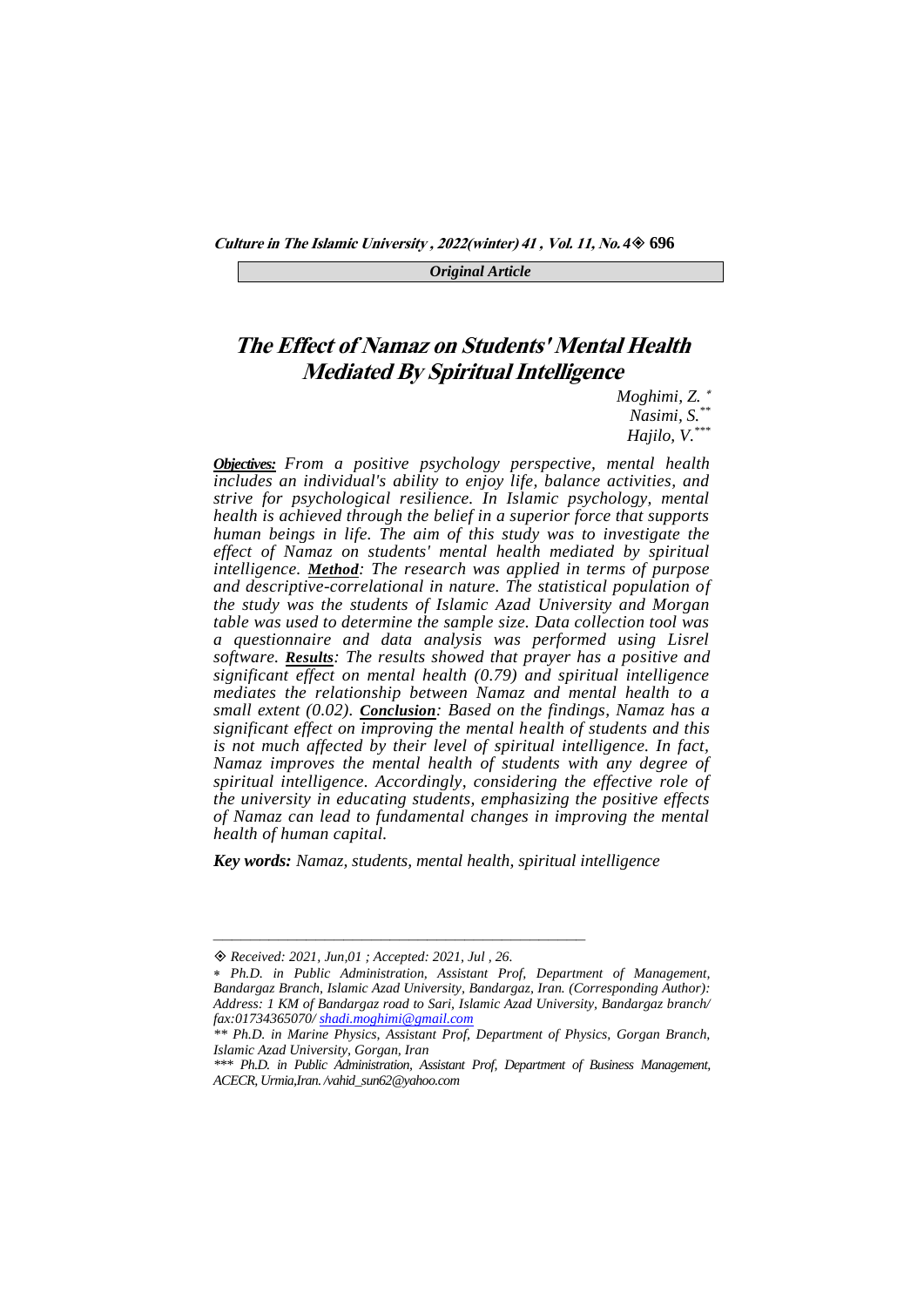*Original Article*

# The Effect of Namaz on Students' Mental Health Mediated By Spiritual Intelligence

*Moghimi, Z.* [*]
*Nasimi, S.* [**]
*Hajilo, V.* [***]

***Objectives:*** *From a positive psychology perspective, mental health includes an individual's ability to enjoy life, balance activities, and strive for psychological resilience. In Islamic psychology, mental health is achieved through the belief in a superior force that supports human beings in life. The aim of this study was to investigate the effect of Namaz on students' mental health mediated by spiritual intelligence.* ***Method****: The research was applied in terms of purpose and descriptive-correlational in nature. The statistical population of the study was the students of Islamic Azad University and Morgan table was used to determine the sample size. Data collection tool was a questionnaire and data analysis was performed using Lisrel software.* ***Results****: The results showed that prayer has a positive and significant effect on mental health (0.79) and spiritual intelligence mediates the relationship between Namaz and mental health to a small extent (0.02).* ***Conclusion****: Based on the findings, Namaz has a significant effect on improving the mental health of students and this is not much affected by their level of spiritual intelligence. In fact, Namaz improves the mental health of students with any degree of spiritual intelligence. Accordingly, considering the effective role of the university in educating students, emphasizing the positive effects of Namaz can lead to fundamental changes in improving the mental health of human capital.*

***Key words:*** *Namaz, students, mental health, spiritual intelligence*

---

*Received: 2021, Jun,01 ; Accepted: 2021, Jul , 26.*

[*] *Ph.D. in Public Administration, Assistant Prof, Department of Management, Bandargaz Branch, Islamic Azad University, Bandargaz, Iran. (Corresponding Author): Address: 1 KM of Bandargaz road to Sari, Islamic Azad University, Bandargaz branch/ fax:01734365070/ shadi.moghimi@gmail.com*

[**] *Ph.D. in Marine Physics, Assistant Prof, Department of Physics, Gorgan Branch, Islamic Azad University, Gorgan, Iran*

[***] *Ph.D. in Public Administration, Assistant Prof, Department of Business Management, ACECR, Urmia,Iran. /vahid_sun62@yahoo.com*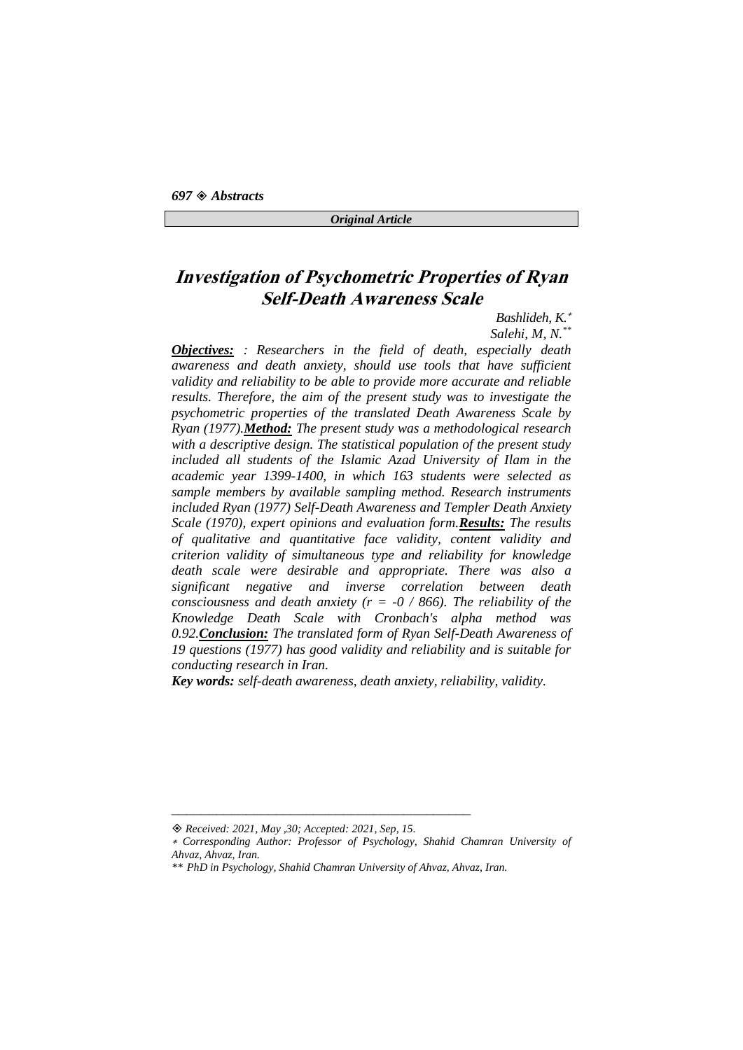*Original Article*

# Investigation of Psychometric Properties of Ryan Self-Death Awareness Scale

*Bashlideh, K.*[*]
*Salehi, M, N.*[**]

***Objectives:*** *: Researchers in the field of death, especially death awareness and death anxiety, should use tools that have sufficient validity and reliability to be able to provide more accurate and reliable results. Therefore, the aim of the present study was to investigate the psychometric properties of the translated Death Awareness Scale by Ryan (1977).* ***Method:*** *The present study was a methodological research with a descriptive design. The statistical population of the present study included all students of the Islamic Azad University of Ilam in the academic year 1399-1400, in which 163 students were selected as sample members by available sampling method. Research instruments included Ryan (1977) Self-Death Awareness and Templer Death Anxiety Scale (1970), expert opinions and evaluation form.* ***Results:*** *The results of qualitative and quantitative face validity, content validity and criterion validity of simultaneous type and reliability for knowledge death scale were desirable and appropriate. There was also a significant negative and inverse correlation between death consciousness and death anxiety (r = -0 / 866). The reliability of the Knowledge Death Scale with Cronbach's alpha method was 0.92.* ***Conclusion:*** *The translated form of Ryan Self-Death Awareness of 19 questions (1977) has good validity and reliability and is suitable for conducting research in Iran.*

***Key words:*** *self-death awareness, death anxiety, reliability, validity.*

---

◈ *Received: 2021, May ,30; Accepted: 2021, Sep, 15.*

\* *Corresponding Author: Professor of Psychology, Shahid Chamran University of Ahvaz, Ahvaz, Iran.*

\*\* *PhD in Psychology, Shahid Chamran University of Ahvaz, Ahvaz, Iran.*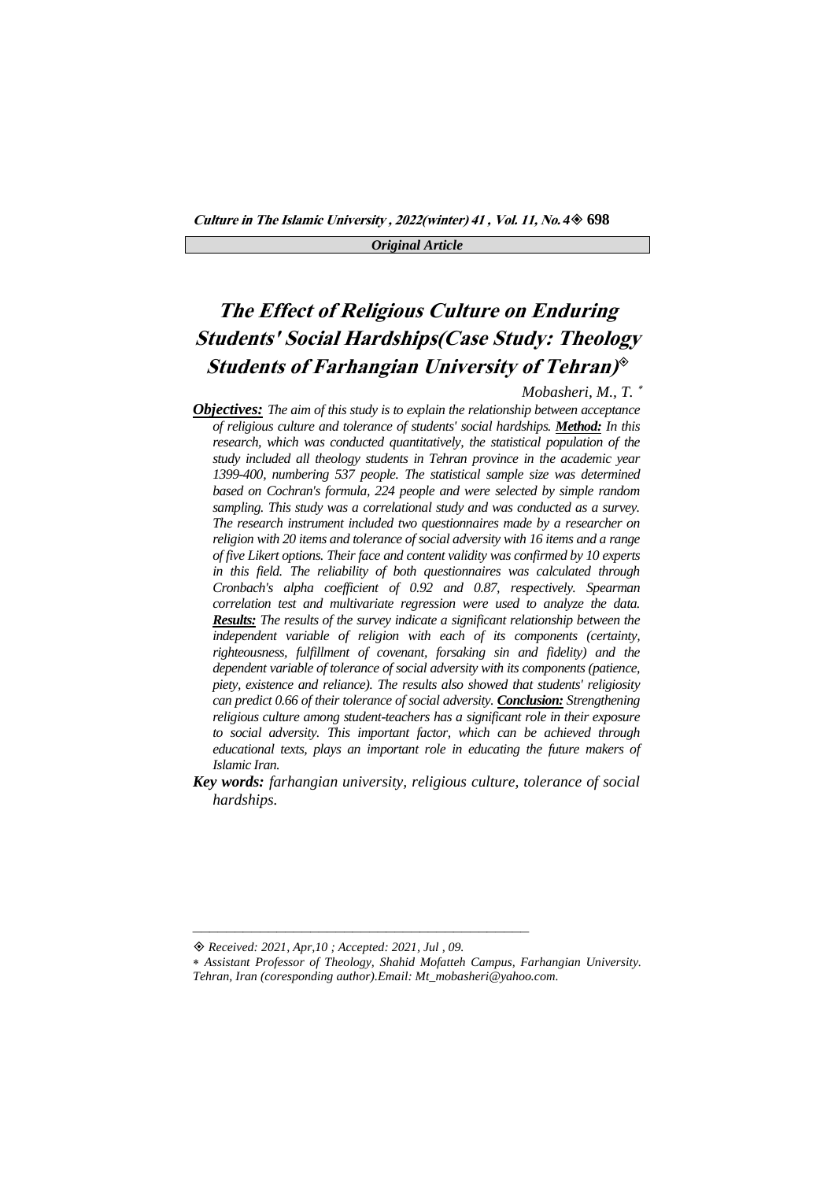*Original Article*

# The Effect of Religious Culture on Enduring Students' Social Hardships(Case Study: Theology Students of Farhangian University of Tehran)[◈]

*Mobasheri, M., T.* [*]

***Objectives:*** *The aim of this study is to explain the relationship between acceptance of religious culture and tolerance of students' social hardships.* ***Method:*** *In this research, which was conducted quantitatively, the statistical population of the study included all theology students in Tehran province in the academic year 1399-400, numbering 537 people. The statistical sample size was determined based on Cochran's formula, 224 people and were selected by simple random sampling. This study was a correlational study and was conducted as a survey. The research instrument included two questionnaires made by a researcher on religion with 20 items and tolerance of social adversity with 16 items and a range of five Likert options. Their face and content validity was confirmed by 10 experts in this field. The reliability of both questionnaires was calculated through Cronbach's alpha coefficient of 0.92 and 0.87, respectively. Spearman correlation test and multivariate regression were used to analyze the data.* ***Results:*** *The results of the survey indicate a significant relationship between the independent variable of religion with each of its components (certainty, righteousness, fulfillment of covenant, forsaking sin and fidelity) and the dependent variable of tolerance of social adversity with its components (patience, piety, existence and reliance). The results also showed that students' religiosity can predict 0.66 of their tolerance of social adversity.* ***Conclusion:*** *Strengthening religious culture among student-teachers has a significant role in their exposure to social adversity. This important factor, which can be achieved through educational texts, plays an important role in educating the future makers of Islamic Iran.*

***Key words:*** *farhangian university, religious culture, tolerance of social hardships.*

---

◈ *Received: 2021, Apr,10 ; Accepted: 2021, Jul , 09.*

∗ *Assistant Professor of Theology, Shahid Mofatteh Campus, Farhangian University. Tehran, Iran (coresponding author).Email: Mt_mobasheri@yahoo.com.*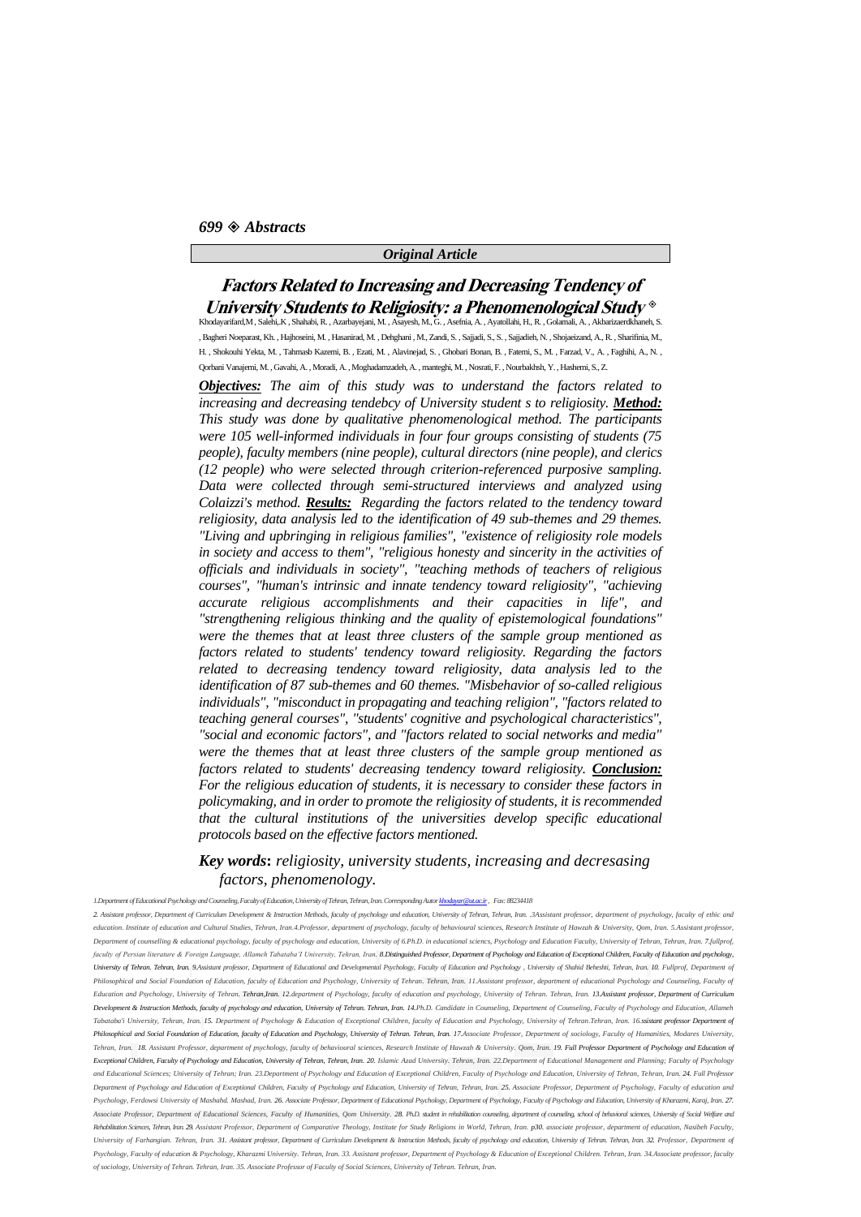*Original Article*

# Factors Related to Increasing and Decreasing Tendency of University Students to Religiosity: a Phenomenological Study

Khodayarifard,M , Salehi,.K , Shahabi, R. , Azarbayejani, M. , Asayesh, M., G. , Asefnia, A. , Ayatollahi, H., R. , Golamali, A. , Akbarizaerdkhaneh, S. , Bagheri Noeparast, Kh. , Hajhoseini, M. , Hasanirad, M. , Dehghani , M., Zandi, S. , Sajjadi, S., S. , Sajjadieh, N. , Shojaeizand, A., R. , Sharifinia, M., H. , Shokouhi Yekta, M. , Tahmasb Kazemi, B. , Ezati, M. , Alavinejad, S. , Ghobari Bonan, B. , Fatemi, S., M. , Farzad, V., A. , Faghihi, A., N. , Qorbani Vanajemi, M. , Gavahi, A. , Moradi, A. , Moghadamzadeh, A. , manteghi, M. , Nosrati, F. , Nourbakhsh, Y. , Hashemi, S., Z.

***Objectives:*** *The aim of this study was to understand the factors related to increasing and decreasing tendebcy of University student s to religiosity.* ***Method:*** *This study was done by qualitative phenomenological method. The participants were 105 well-informed individuals in four four groups consisting of students (75 people), faculty members (nine people), cultural directors (nine people), and clerics (12 people) who were selected through criterion-referenced purposive sampling. Data were collected through semi-structured interviews and analyzed using Colaizzi's method.* ***Results:*** *Regarding the factors related to the tendency toward religiosity, data analysis led to the identification of 49 sub-themes and 29 themes. "Living and upbringing in religious families", "existence of religiosity role models in society and access to them", "religious honesty and sincerity in the activities of officials and individuals in society", "teaching methods of teachers of religious courses", "human's intrinsic and innate tendency toward religiosity", "achieving accurate religious accomplishments and their capacities in life", and "strengthening religious thinking and the quality of epistemological foundations" were the themes that at least three clusters of the sample group mentioned as factors related to students' tendency toward religiosity. Regarding the factors related to decreasing tendency toward religiosity, data analysis led to the identification of 87 sub-themes and 60 themes. "Misbehavior of so-called religious individuals", "misconduct in propagating and teaching religion", "factors related to teaching general courses", "students' cognitive and psychological characteristics", "social and economic factors", and "factors related to social networks and media" were the themes that at least three clusters of the sample group mentioned as factors related to students' decreasing tendency toward religiosity.* ***Conclusion:*** *For the religious education of students, it is necessary to consider these factors in policymaking, and in order to promote the religiosity of students, it is recommended that the cultural institutions of the universities develop specific educational protocols based on the effective factors mentioned.*

***Key words:*** *religiosity, university students, increasing and decresasing factors, phenomenology.*

1.Department of Educational Psychology and Counseling, Faculty of Education, University of Tehran, Tehran, Iran. Corresponding Autor khodayar@ut.ac.ir , Fax: 88234418

2. Assistant professor, Department of Curriculum Development & Instruction Methods, faculty of psychology and education, University of Tehran, Tehran, Iran. .3Assistant professor, department of psychology, faculty of ethic and education. Institute of education and Cultural Studies, Tehran, Iran.4.Professor, department of psychology, faculty of behavioural sciences, Research Institute of Hawzah & University, Qom, Iran. 5.Assistant professor, Department of counselling & educational psychology, faculty of psychology and education, University of 6.Ph.D. in educational sciencs, Psychology and Education Faculty, University of Tehran, Tehran, Iran. 7.fullprof, faculty of Persian literature & Foreign Language, Allameh Tabataba'I University, Tehran, Iran. 8.Distinguished Professor, Department of Psychology and Education of Exceptional Children, Faculty of Education and psychology, University of Tehran. Tehran, Iran. 9.Assistant professor, Department of Educational and Developmental Psychology, Faculty of Education and Psychology , University of Shahid Beheshti, Tehran, Iran. 10. Fullprof, Department of Philosophical and Social Foundation of Education, faculty of Education and Psychology, University of Tehran. Tehran, Iran. 11.Assistant professor, department of educational Psychology and Counseling, Faculty of Education and Psychology, University of Tehran. Tehran,Iran. 12.department of Psychology, faculty of education and psychology, University of Tehran. Tehran, Iran. 13.Assistant professor, Department of Curriculum Development & Instruction Methods, faculty of psychology and education, University of Tehran. Tehran, Iran. 14.Ph.D. Candidate in Counseling, Department of Counseling, Faculty of Psychology and Education, Allameh Tabataba'i University, Tehran, Iran. 15. Department of Psychology & Education of Exceptional Children, faculty of Education and Psychology, University of Tehran.Tehran, Iran. 16.ssistant professor Department of Philosophical and Social Foundation of Education, faculty of Education and Psychology, University of Tehran. Tehran, Iran. 17.Associate Professor, Department of sociology, Faculty of Humanities, Modares University, Tehran, Iran. 18. Assistant Professor, department of psychology, faculty of behavioural sciences, Research Institute of Hawzah & University. Qom, Iran. 19. Full Professor Department of Psychology and Education of Exceptional Children, Faculty of Psychology and Education, University of Tehran, Tehran, Iran. 20. Islamic Azad University. Tehran, Iran. 22.Department of Educational Management and Planning; Faculty of Psychology and Educational Sciences; University of Tehran; Iran. 23.Department of Psychology and Education of Exceptional Children, Faculty of Psychology and Education, University of Tehran, Tehran, Iran. 24. Full Professor Department of Psychology and Education of Exceptional Children, Faculty of Psychology and Education, University of Tehran, Tehran, Iran. 25. Associate Professor, Department of Psychology, Faculty of education and Psychology, Ferdowsi University of Mashahd. Mashad, Iran. 26. Associate Professor, Department of Educational Psychology, Department of Psychology, Faculty of Psychology and Education, University of Kharazmi, Karaj, Iran. 27. Associate Professor, Department of Educational Sciences, Faculty of Humanities, Qom University. 28. Ph.D. student in rehabilitation counseling, department of counseling, school of behavioral sciences, University of Social Welfare and Rehabilitation Sciences, Tehran, Iran. 29. Assistant Professor, Department of Comparative Theology, Institute for Study Religions in World, Tehran, Iran. p30. associate professor, department of education, Nasibeh Faculty, University of Farhangian. Tehran, Iran. 31. Assistant professor, Department of Curriculum Development & Instruction Methods, faculty of psychology and education, University of Tehran. Tehran, Iran. 32. Professor, Department of Psychology, Faculty of education & Psychology, Kharazmi University. Tehran, Iran. 33. Assistant professor, Department of Psychology & Education of Exceptional Children. Tehran, Iran. 34.Associate professor, faculty of sociology, University of Tehran. Tehran, Iran. 35. Associate Professor of Faculty of Social Sciences, University of Tehran. Tehran, Iran.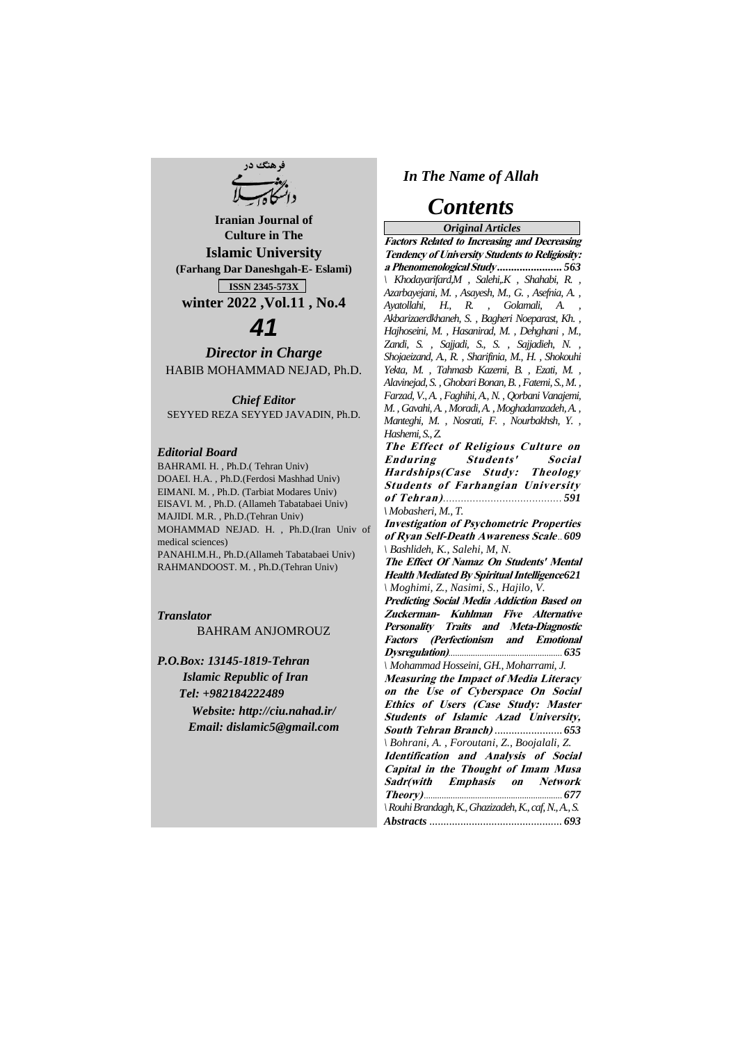فرهنگ در دانشگاه اسلامی

**Iranian Journal of Culture in The**

**Islamic University**

**(Farhang Dar Daneshgah-E- Eslami)**

**ISSN 2345-573X**

**winter 2022 ,Vol.11 , No.4**

# 41

***Director in Charge***

HABIB MOHAMMAD NEJAD, Ph.D.

***Chief Editor***

SEYYED REZA SEYYED JAVADIN, Ph.D.

***Editorial Board***

BAHRAMI. H. , Ph.D.( Tehran Univ)
DOAEI. H.A. , Ph.D.(Ferdosi Mashhad Univ)
EIMANI. M. , Ph.D. (Tarbiat Modares Univ)
EISAVI. M. , Ph.D. (Allameh Tabatabaei Univ)
MAJIDI. M.R. , Ph.D.(Tehran Univ)
MOHAMMAD NEJAD. H. , Ph.D.(Iran Univ of medical sciences)
PANAHI.M.H., Ph.D.(Allameh Tabatabaei Univ)
RAHMANDOOST. M. , Ph.D.(Tehran Univ)

***Translator***

BAHRAM ANJOMROUZ

***P.O.Box: 13145-1819-Tehran***
***Islamic Republic of Iran***
***Tel: +982184222489***
***Website: http://ciu.nahad.ir/***
***Email: dislamic5@gmail.com***

***In The Name of Allah***

# *Contents*

***Original Articles***

***Factors Related to Increasing and Decreasing Tendency of University Students to Religiosity: a Phenomenological Study*** ....................... ***563***
*\ Khodayarifard,M , Salehi,,K , Shahabi, R. , Azarbayejani, M. , Asayesh, M., G. , Asefnia, A. , Ayatollahi, H., R. , Golamali, A. , Akbarizaerdkhaneh, S. , Bagheri Noeparast, Kh. , Hajhoseini, M. , Hasanirad, M. , Dehghani , M., Zandi, S. , Sajjadi, S., S. , Sajjadieh, N. , Shojaeizand, A., R. , Sharifinia, M., H. , Shokouhi Yekta, M. , Tahmasb Kazemi, B. , Ezati, M. , Alavinejad, S. , Ghobari Bonan, B. , Fatemi, S., M. , Farzad, V., A. , Faghihi, A., N. , Qorbani Vanajemi, M. , Gavahi, A. , Moradi, A. , Moghadamzadeh, A. , Manteghi, M. , Nosrati, F. , Nourbakhsh, Y. , Hashemi, S., Z.*

***The Effect of Religious Culture on Enduring Students' Social Hardships(Case Study: Theology Students of Farhangian University of Tehran)*** ........................................ ***591***
*\ Mobasheri, M., T.*

***Investigation of Psychometric Properties of Ryan Self-Death Awareness Scale*** .. ***609***
*\ Bashlideh, K., Salehi, M, N.*

***The Effect Of Namaz On Students' Mental Health Mediated By Spiritual Intelligence*** ***621***
*\ Moghimi, Z., Nasimi, S., Hajilo, V.*

***Predicting Social Media Addiction Based on Zuckerman- Kuhlman Five Alternative Personality Traits and Meta-Diagnostic Factors (Perfectionism and Emotional Dysregulation)*** .................................................. ***635***
*\ Mohammad Hosseini, GH., Moharrami, J.*

***Measuring the Impact of Media Literacy on the Use of Cyberspace On Social Ethics of Users (Case Study: Master Students of Islamic Azad University, South Tehran Branch)*** ........................ ***653***
*\ Bohrani, A. , Foroutani, Z., Boojalali, Z.*

***Identification and Analysis of Social Capital in the Thought of Imam Musa Sadr(with Emphasis on Network Theory)*** .............................................................. ***677***
*\ Rouhi Brandagh, K., Ghazizadeh, K., caf, N., A., S.*

***Abstracts*** .............................................. ***693***